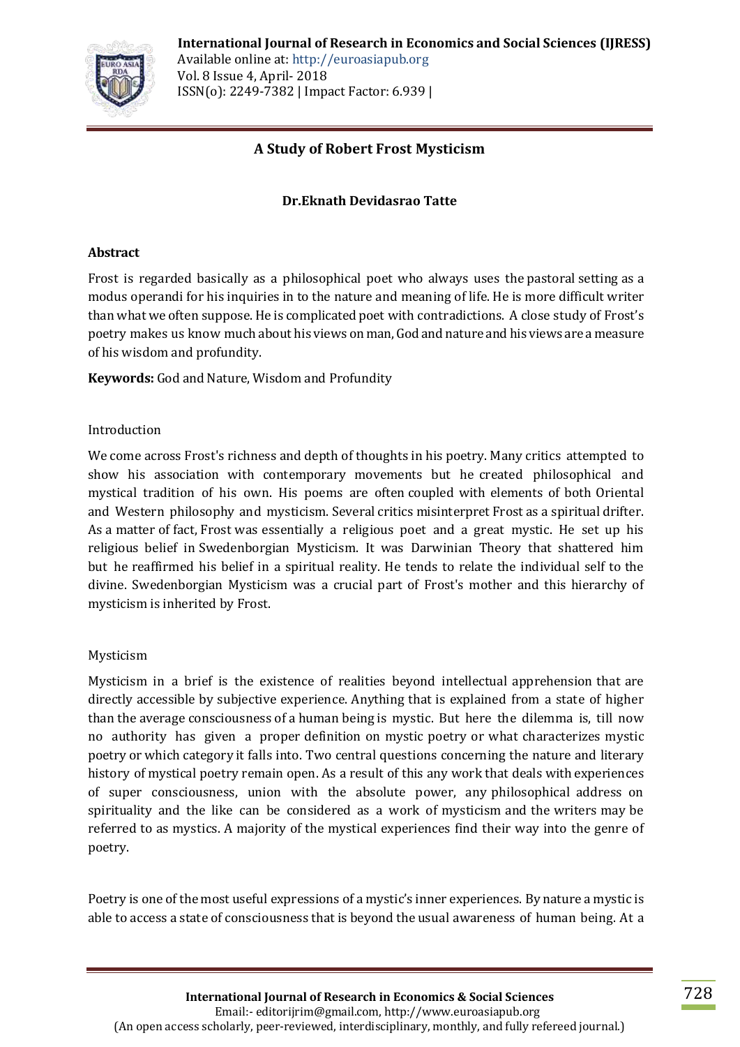# A Study of Robert Frost Mysticism

**Dr.Eknath Devidasrao Tatte**

## Abstract

Frost is regarded basically as a philosophical poet who always uses the pastoral setting as a modus operandi for his inquiries in to the nature and meaning of life. He is more difficult writer than what we often suppose. He is complicated poet with contradictions. A close study of Frost's poetry makes us know much about his views on man, God and nature and his views are a measure of his wisdom and profundity.

**Keywords:** God and Nature, Wisdom and Profundity

## Introduction

We come across Frost's richness and depth of thoughts in his poetry. Many critics attempted to show his association with contemporary movements but he created philosophical and mystical tradition of his own. His poems are often coupled with elements of both Oriental and Western philosophy and mysticism. Several critics misinterpret Frost as a spiritual drifter. As a matter of fact, Frost was essentially a religious poet and a great mystic. He set up his religious belief in Swedenborgian Mysticism. It was Darwinian Theory that shattered him but he reaffirmed his belief in a spiritual reality. He tends to relate the individual self to the divine. Swedenborgian Mysticism was a crucial part of Frost's mother and this hierarchy of mysticism is inherited by Frost.

## Mysticism

Mysticism in a brief is the existence of realities beyond intellectual apprehension that are directly accessible by subjective experience. Anything that is explained from a state of higher than the average consciousness of a human being is mystic. But here the dilemma is, till now no authority has given a proper definition on mystic poetry or what characterizes mystic poetry or which category it falls into. Two central questions concerning the nature and literary history of mystical poetry remain open. As a result of this any work that deals with experiences of super consciousness, union with the absolute power, any philosophical address on spirituality and the like can be considered as a work of mysticism and the writers may be referred to as mystics. A majority of the mystical experiences find their way into the genre of poetry.

Poetry is one of the most useful expressions of a mystic's inner experiences. By nature a mystic is able to access a state of consciousness that is beyond the usual awareness of human being. At a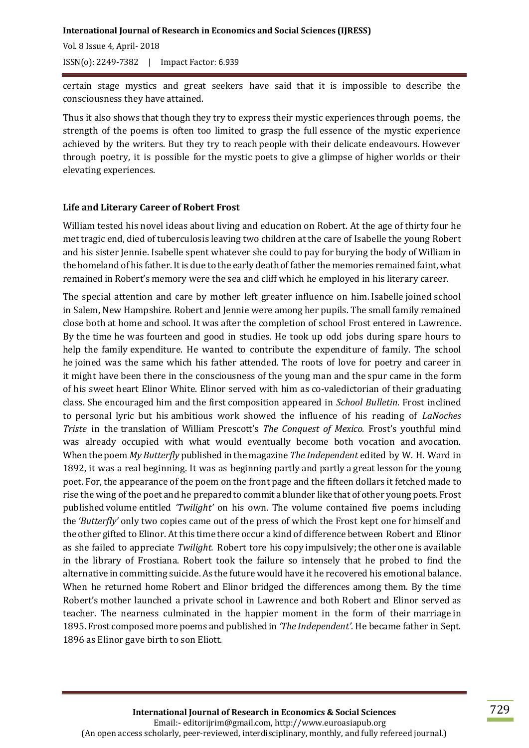certain stage mystics and great seekers have said that it is impossible to describe the consciousness they have attained.

Thus it also shows that though they try to express their mystic experiences through poems, the strength of the poems is often too limited to grasp the full essence of the mystic experience achieved by the writers. But they try to reach people with their delicate endeavours. However through poetry, it is possible for the mystic poets to give a glimpse of higher worlds or their elevating experiences.

## Life and Literary Career of Robert Frost

William tested his novel ideas about living and education on Robert. At the age of thirty four he met tragic end, died of tuberculosis leaving two children at the care of Isabelle the young Robert and his sister Jennie. Isabelle spent whatever she could to pay for burying the body of William in the homeland of his father. It is due to the early death of father the memories remained faint, what remained in Robert's memory were the sea and cliff which he employed in his literary career.

The special attention and care by mother left greater influence on him. Isabelle joined school in Salem, New Hampshire. Robert and Jennie were among her pupils. The small family remained close both at home and school. It was after the completion of school Frost entered in Lawrence. By the time he was fourteen and good in studies. He took up odd jobs during spare hours to help the family expenditure. He wanted to contribute the expenditure of family. The school he joined was the same which his father attended. The roots of love for poetry and career in it might have been there in the consciousness of the young man and the spur came in the form of his sweet heart Elinor White. Elinor served with him as co-valedictorian of their graduating class. She encouraged him and the first composition appeared in *School Bulletin*. Frost inclined to personal lyric but his ambitious work showed the influence of his reading of *LaNoches Triste* in the translation of William Prescott's *The Conquest of Mexico*. Frost's youthful mind was already occupied with what would eventually become both vocation and avocation. When the poem *My Butterfly* published in the magazine *The Independent* edited by W. H. Ward in 1892, it was a real beginning. It was as beginning partly and partly a great lesson for the young poet. For, the appearance of the poem on the front page and the fifteen dollars it fetched made to rise the wing of the poet and he prepared to commit a blunder like that of other young poets. Frost published volume entitled *'Twilight'* on his own. The volume contained five poems including the *'Butterfly'* only two copies came out of the press of which the Frost kept one for himself and the other gifted to Elinor. At this time there occur a kind of difference between Robert and Elinor as she failed to appreciate *Twilight.* Robert tore his copy impulsively; the other one is available in the library of Frostiana. Robert took the failure so intensely that he probed to find the alternative in committing suicide. As the future would have it he recovered his emotional balance. When he returned home Robert and Elinor bridged the differences among them. By the time Robert's mother launched a private school in Lawrence and both Robert and Elinor served as teacher. The nearness culminated in the happier moment in the form of their marriage in 1895. Frost composed more poems and published in *'The Independent'*. He became father in Sept. 1896 as Elinor gave birth to son Eliott.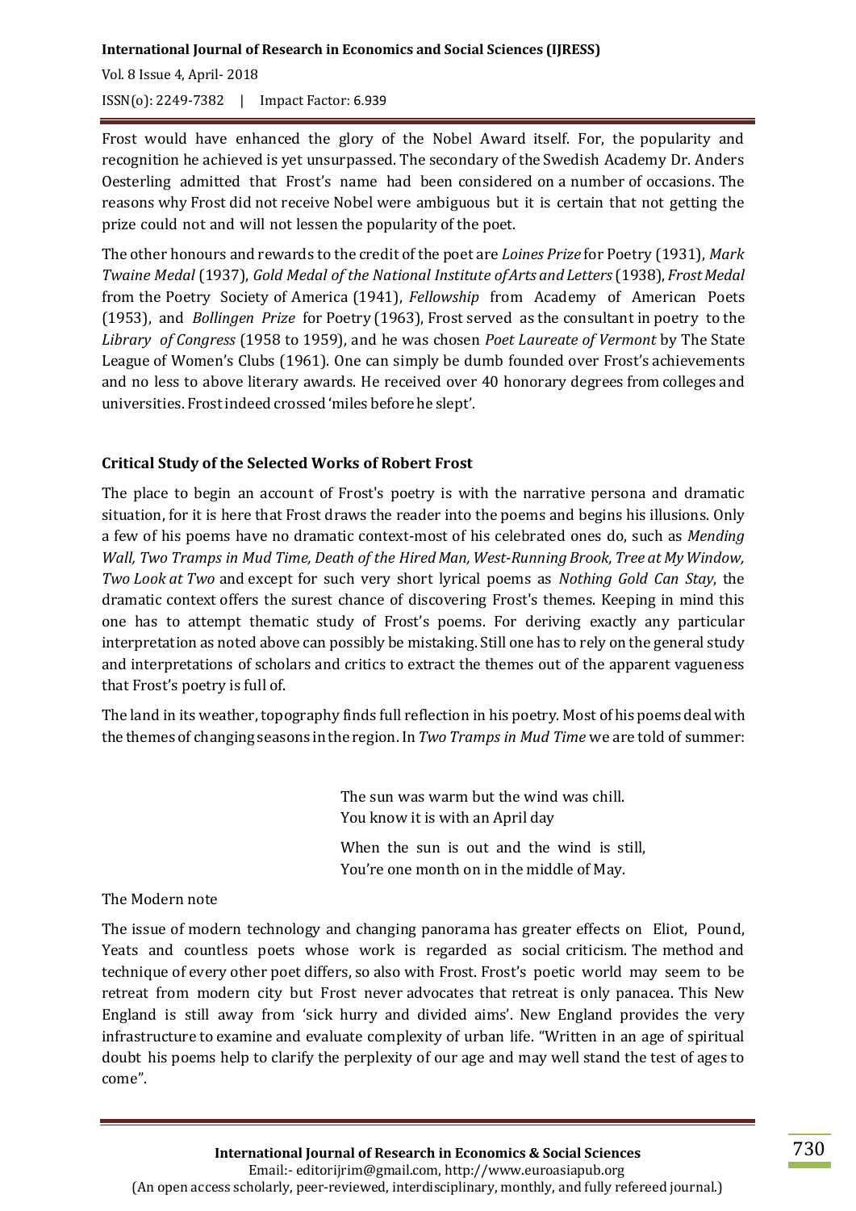Frost would have enhanced the glory of the Nobel Award itself. For, the popularity and recognition he achieved is yet unsurpassed. The secondary of the Swedish Academy Dr. Anders Oesterling admitted that Frost's name had been considered on a number of occasions. The reasons why Frost did not receive Nobel were ambiguous but it is certain that not getting the prize could not and will not lessen the popularity of the poet.

The other honours and rewards to the credit of the poet are *Loines Prize* for Poetry (1931), *Mark Twaine Medal* (1937), *Gold Medal of the National Institute of Arts and Letters* (1938), *Frost Medal* from the Poetry Society of America (1941), *Fellowship* from Academy of American Poets (1953), and *Bollingen Prize* for Poetry (1963), Frost served as the consultant in poetry to the *Library of Congress* (1958 to 1959), and he was chosen *Poet Laureate of Vermont* by The State League of Women's Clubs (1961). One can simply be dumb founded over Frost's achievements and no less to above literary awards. He received over 40 honorary degrees from colleges and universities. Frost indeed crossed 'miles before he slept'.

### Critical Study of the Selected Works of Robert Frost

The place to begin an account of Frost's poetry is with the narrative persona and dramatic situation, for it is here that Frost draws the reader into the poems and begins his illusions. Only a few of his poems have no dramatic context-most of his celebrated ones do, such as *Mending Wall, Two Tramps in Mud Time, Death of the Hired Man, West-Running Brook, Tree at My Window, Two Look at Two* and except for such very short lyrical poems as *Nothing Gold Can Stay*, the dramatic context offers the surest chance of discovering Frost's themes. Keeping in mind this one has to attempt thematic study of Frost's poems. For deriving exactly any particular interpretation as noted above can possibly be mistaking. Still one has to rely on the general study and interpretations of scholars and critics to extract the themes out of the apparent vagueness that Frost's poetry is full of.

The land in its weather, topography finds full reflection in his poetry. Most of his poems deal with the themes of changing seasons in the region. In *Two Tramps in Mud Time* we are told of summer:

> The sun was warm but the wind was chill.
> You know it is with an April day
>
> When the sun is out and the wind is still,
> You're one month on in the middle of May.

The Modern note

The issue of modern technology and changing panorama has greater effects on Eliot, Pound, Yeats and countless poets whose work is regarded as social criticism. The method and technique of every other poet differs, so also with Frost. Frost's poetic world may seem to be retreat from modern city but Frost never advocates that retreat is only panacea. This New England is still away from 'sick hurry and divided aims'. New England provides the very infrastructure to examine and evaluate complexity of urban life. "Written in an age of spiritual doubt his poems help to clarify the perplexity of our age and may well stand the test of ages to come".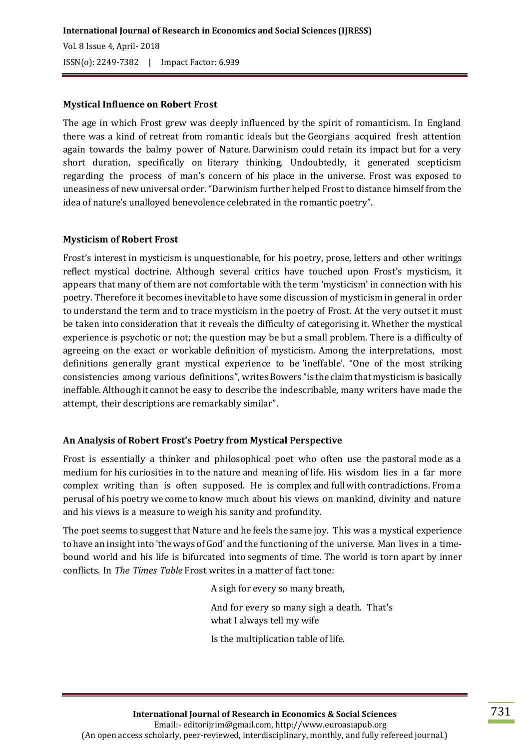### Mystical Influence on Robert Frost

The age in which Frost grew was deeply influenced by the spirit of romanticism. In England there was a kind of retreat from romantic ideals but the Georgians acquired fresh attention again towards the balmy power of Nature. Darwinism could retain its impact but for a very short duration, specifically on literary thinking. Undoubtedly, it generated scepticism regarding the process of man's concern of his place in the universe. Frost was exposed to uneasiness of new universal order. "Darwinism further helped Frost to distance himself from the idea of nature's unalloyed benevolence celebrated in the romantic poetry".

### Mysticism of Robert Frost

Frost's interest in mysticism is unquestionable, for his poetry, prose, letters and other writings reflect mystical doctrine. Although several critics have touched upon Frost's mysticism, it appears that many of them are not comfortable with the term 'mysticism' in connection with his poetry. Therefore it becomes inevitable to have some discussion of mysticism in general in order to understand the term and to trace mysticism in the poetry of Frost. At the very outset it must be taken into consideration that it reveals the difficulty of categorising it. Whether the mystical experience is psychotic or not; the question may be but a small problem. There is a difficulty of agreeing on the exact or workable definition of mysticism. Among the interpretations, most definitions generally grant mystical experience to be 'ineffable'. "One of the most striking consistencies among various definitions", writes Bowers "is the claim that mysticism is basically ineffable. Although it cannot be easy to describe the indescribable, many writers have made the attempt, their descriptions are remarkably similar".

### An Analysis of Robert Frost's Poetry from Mystical Perspective

Frost is essentially a thinker and philosophical poet who often use the pastoral mode as a medium for his curiosities in to the nature and meaning of life. His wisdom lies in a far more complex writing than is often supposed. He is complex and full with contradictions. From a perusal of his poetry we come to know much about his views on mankind, divinity and nature and his views is a measure to weigh his sanity and profundity.

The poet seems to suggest that Nature and he feels the same joy. This was a mystical experience to have an insight into 'the ways of God' and the functioning of the universe. Man lives in a time-bound world and his life is bifurcated into segments of time. The world is torn apart by inner conflicts. In *The Times Table* Frost writes in a matter of fact tone:

> A sigh for every so many breath,
>
> And for every so many sigh a death. That's what I always tell my wife
>
> Is the multiplication table of life.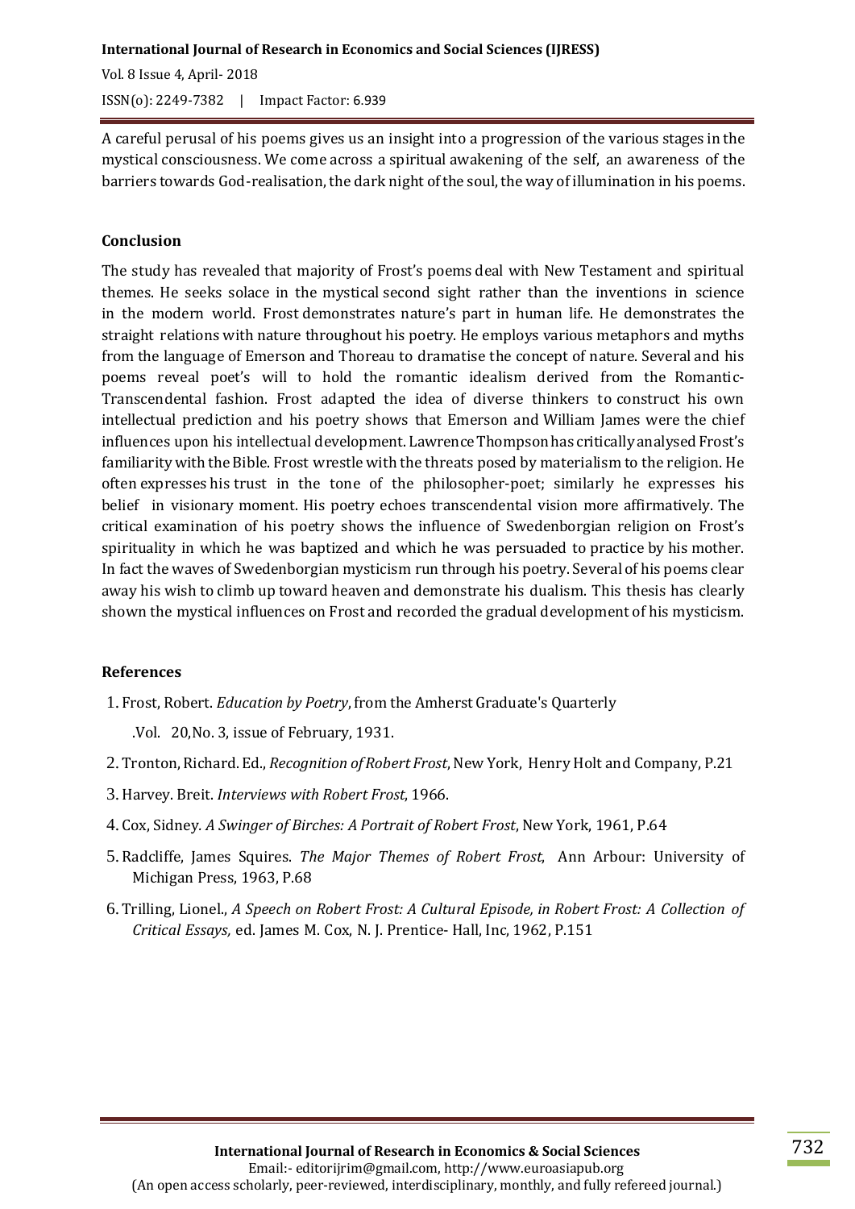A careful perusal of his poems gives us an insight into a progression of the various stages in the mystical consciousness. We come across a spiritual awakening of the self, an awareness of the barriers towards God-realisation, the dark night of the soul, the way of illumination in his poems.

## Conclusion

The study has revealed that majority of Frost's poems deal with New Testament and spiritual themes. He seeks solace in the mystical second sight rather than the inventions in science in the modern world. Frost demonstrates nature's part in human life. He demonstrates the straight relations with nature throughout his poetry. He employs various metaphors and myths from the language of Emerson and Thoreau to dramatise the concept of nature. Several and his poems reveal poet's will to hold the romantic idealism derived from the Romantic-Transcendental fashion. Frost adapted the idea of diverse thinkers to construct his own intellectual prediction and his poetry shows that Emerson and William James were the chief influences upon his intellectual development. Lawrence Thompson has critically analysed Frost's familiarity with the Bible. Frost wrestle with the threats posed by materialism to the religion. He often expresses his trust in the tone of the philosopher-poet; similarly he expresses his belief in visionary moment. His poetry echoes transcendental vision more affirmatively. The critical examination of his poetry shows the influence of Swedenborgian religion on Frost's spirituality in which he was baptized and which he was persuaded to practice by his mother. In fact the waves of Swedenborgian mysticism run through his poetry. Several of his poems clear away his wish to climb up toward heaven and demonstrate his dualism. This thesis has clearly shown the mystical influences on Frost and recorded the gradual development of his mysticism.

## References

1. Frost, Robert. *Education by Poetry*, from the Amherst Graduate's Quarterly .Vol. 20,No. 3, issue of February, 1931.
2. Tronton, Richard. Ed., *Recognition of Robert Frost*, New York, Henry Holt and Company, P.21
3. Harvey. Breit. *Interviews with Robert Frost*, 1966.
4. Cox, Sidney. *A Swinger of Birches: A Portrait of Robert Frost*, New York, 1961, P.64
5. Radcliffe, James Squires. *The Major Themes of Robert Frost*, Ann Arbour: University of Michigan Press, 1963, P.68
6. Trilling, Lionel., *A Speech on Robert Frost: A Cultural Episode, in Robert Frost: A Collection of Critical Essays,* ed. James M. Cox, N. J. Prentice- Hall, Inc, 1962, P.151